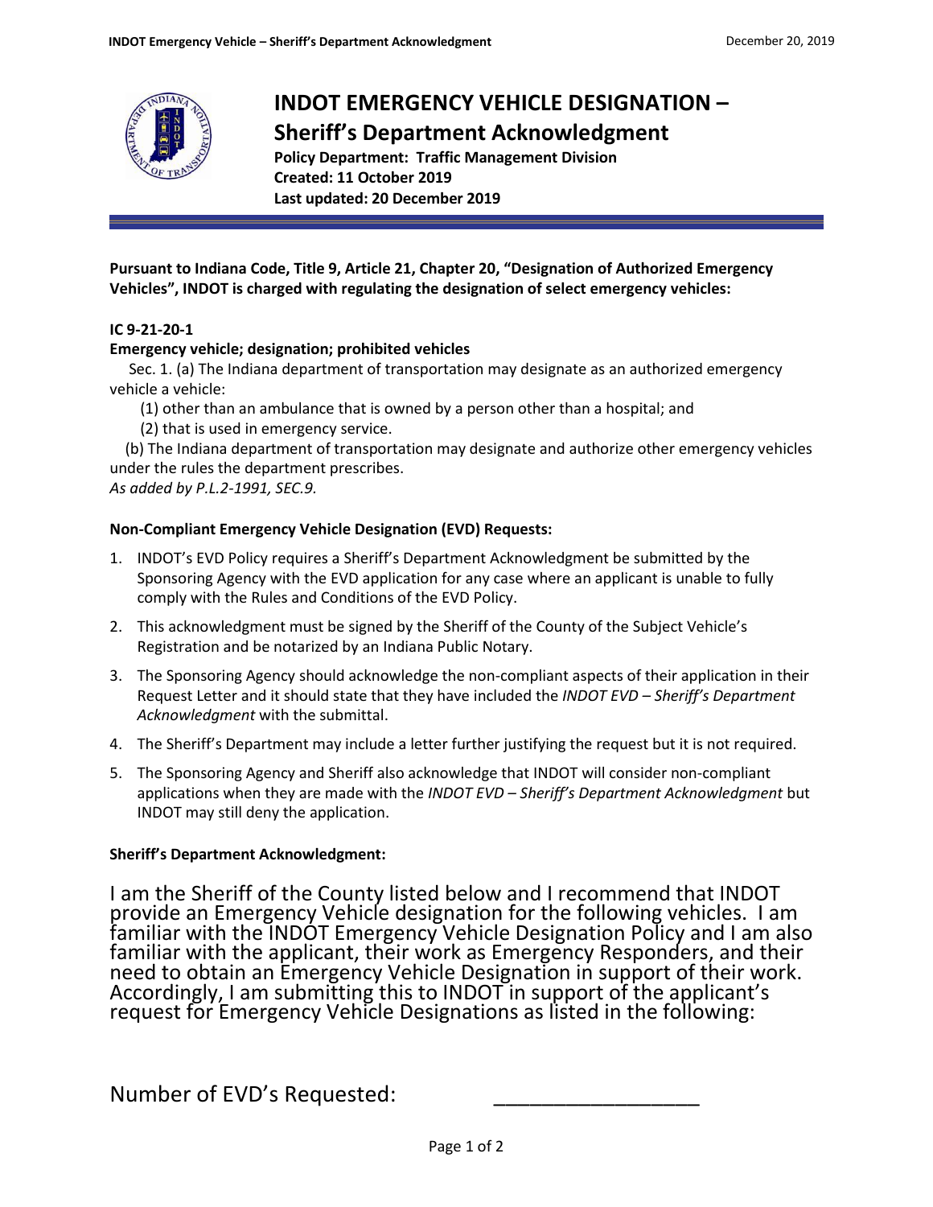# INDOT EMERGENCY VEHICLE DESIGNATION – Sheriff's Department Acknowledgment

**Policy Department: Traffic Management Division**
**Created: 11 October 2019**
**Last updated: 20 December 2019**

**Pursuant to Indiana Code, Title 9, Article 21, Chapter 20, "Designation of Authorized Emergency Vehicles", INDOT is charged with regulating the designation of select emergency vehicles:**

**IC 9-21-20-1**

**Emergency vehicle; designation; prohibited vehicles**

Sec. 1. (a) The Indiana department of transportation may designate as an authorized emergency vehicle a vehicle:

(1) other than an ambulance that is owned by a person other than a hospital; and

(2) that is used in emergency service.

(b) The Indiana department of transportation may designate and authorize other emergency vehicles under the rules the department prescribes.

*As added by P.L.2-1991, SEC.9.*

**Non-Compliant Emergency Vehicle Designation (EVD) Requests:**

1. INDOT's EVD Policy requires a Sheriff's Department Acknowledgment be submitted by the Sponsoring Agency with the EVD application for any case where an applicant is unable to fully comply with the Rules and Conditions of the EVD Policy.
2. This acknowledgment must be signed by the Sheriff of the County of the Subject Vehicle's Registration and be notarized by an Indiana Public Notary.
3. The Sponsoring Agency should acknowledge the non-compliant aspects of their application in their Request Letter and it should state that they have included the *INDOT EVD – Sheriff's Department Acknowledgment* with the submittal.
4. The Sheriff's Department may include a letter further justifying the request but it is not required.
5. The Sponsoring Agency and Sheriff also acknowledge that INDOT will consider non-compliant applications when they are made with the *INDOT EVD – Sheriff's Department Acknowledgment* but INDOT may still deny the application.

**Sheriff's Department Acknowledgment:**

I am the Sheriff of the County listed below and I recommend that INDOT provide an Emergency Vehicle designation for the following vehicles. I am familiar with the INDOT Emergency Vehicle Designation Policy and I am also familiar with the applicant, their work as Emergency Responders, and their need to obtain an Emergency Vehicle Designation in support of their work. Accordingly, I am submitting this to INDOT in support of the applicant's request for Emergency Vehicle Designations as listed in the following:

Number of EVD's Requested: ________________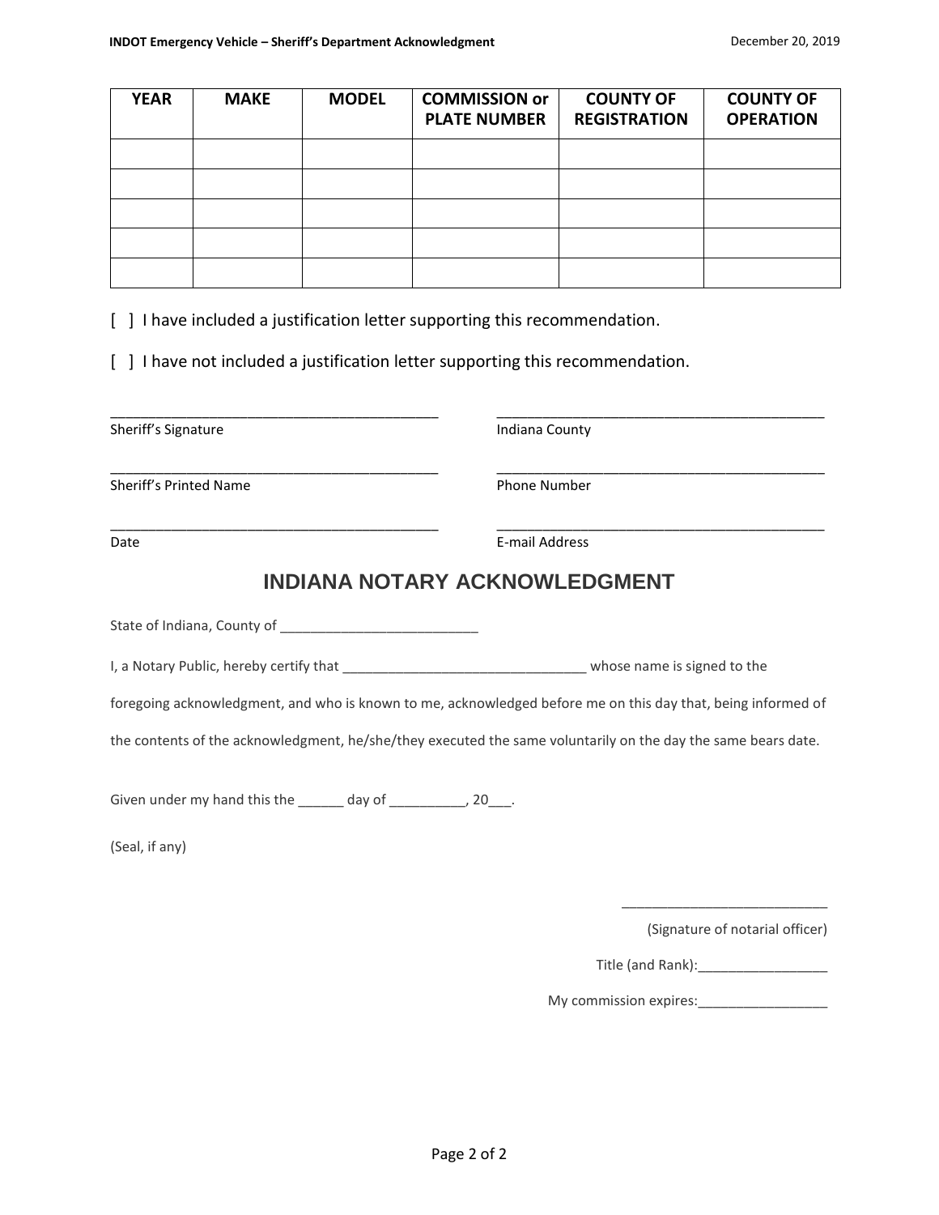| YEAR | MAKE | MODEL | COMMISSION or PLATE NUMBER | COUNTY OF REGISTRATION | COUNTY OF OPERATION |
|---|---|---|---|---|---|
| | | | | | |
| | | | | | |
| | | | | | |
| | | | | | |
| | | | | | |

[ ] I have included a justification letter supporting this recommendation.

[ ] I have not included a justification letter supporting this recommendation.

\_\_\_\_\_\_\_\_\_\_\_\_\_\_\_\_\_\_\_\_\_\_\_\_\_\_\_\_\_\_\_\_\_\_\_\_\_\_\_\_\_\_\_
Sheriff's Signature

\_\_\_\_\_\_\_\_\_\_\_\_\_\_\_\_\_\_\_\_\_\_\_\_\_\_\_\_\_\_\_\_\_\_\_\_\_\_\_\_\_\_\_
Indiana County

\_\_\_\_\_\_\_\_\_\_\_\_\_\_\_\_\_\_\_\_\_\_\_\_\_\_\_\_\_\_\_\_\_\_\_\_\_\_\_\_\_\_\_
Sheriff's Printed Name

\_\_\_\_\_\_\_\_\_\_\_\_\_\_\_\_\_\_\_\_\_\_\_\_\_\_\_\_\_\_\_\_\_\_\_\_\_\_\_\_\_\_\_
Phone Number

\_\_\_\_\_\_\_\_\_\_\_\_\_\_\_\_\_\_\_\_\_\_\_\_\_\_\_\_\_\_\_\_\_\_\_\_\_\_\_\_\_\_\_
Date

\_\_\_\_\_\_\_\_\_\_\_\_\_\_\_\_\_\_\_\_\_\_\_\_\_\_\_\_\_\_\_\_\_\_\_\_\_\_\_\_\_\_\_
E-mail Address

## INDIANA NOTARY ACKNOWLEDGMENT

State of Indiana, County of \_\_\_\_\_\_\_\_\_\_\_\_\_\_\_\_\_\_\_\_\_\_\_\_\_\_

I, a Notary Public, hereby certify that \_\_\_\_\_\_\_\_\_\_\_\_\_\_\_\_\_\_\_\_\_\_\_\_\_\_\_\_\_\_\_\_ whose name is signed to the foregoing acknowledgment, and who is known to me, acknowledged before me on this day that, being informed of the contents of the acknowledgment, he/she/they executed the same voluntarily on the day the same bears date.

Given under my hand this the \_\_\_\_\_\_ day of \_\_\_\_\_\_\_\_\_\_, 20\_\_\_.

(Seal, if any)

\_\_\_\_\_\_\_\_\_\_\_\_\_\_\_\_\_\_\_\_\_\_\_\_\_\_\_
(Signature of notarial officer)

Title (and Rank):\_\_\_\_\_\_\_\_\_\_\_\_\_\_\_\_\_

My commission expires:\_\_\_\_\_\_\_\_\_\_\_\_\_\_\_\_\_